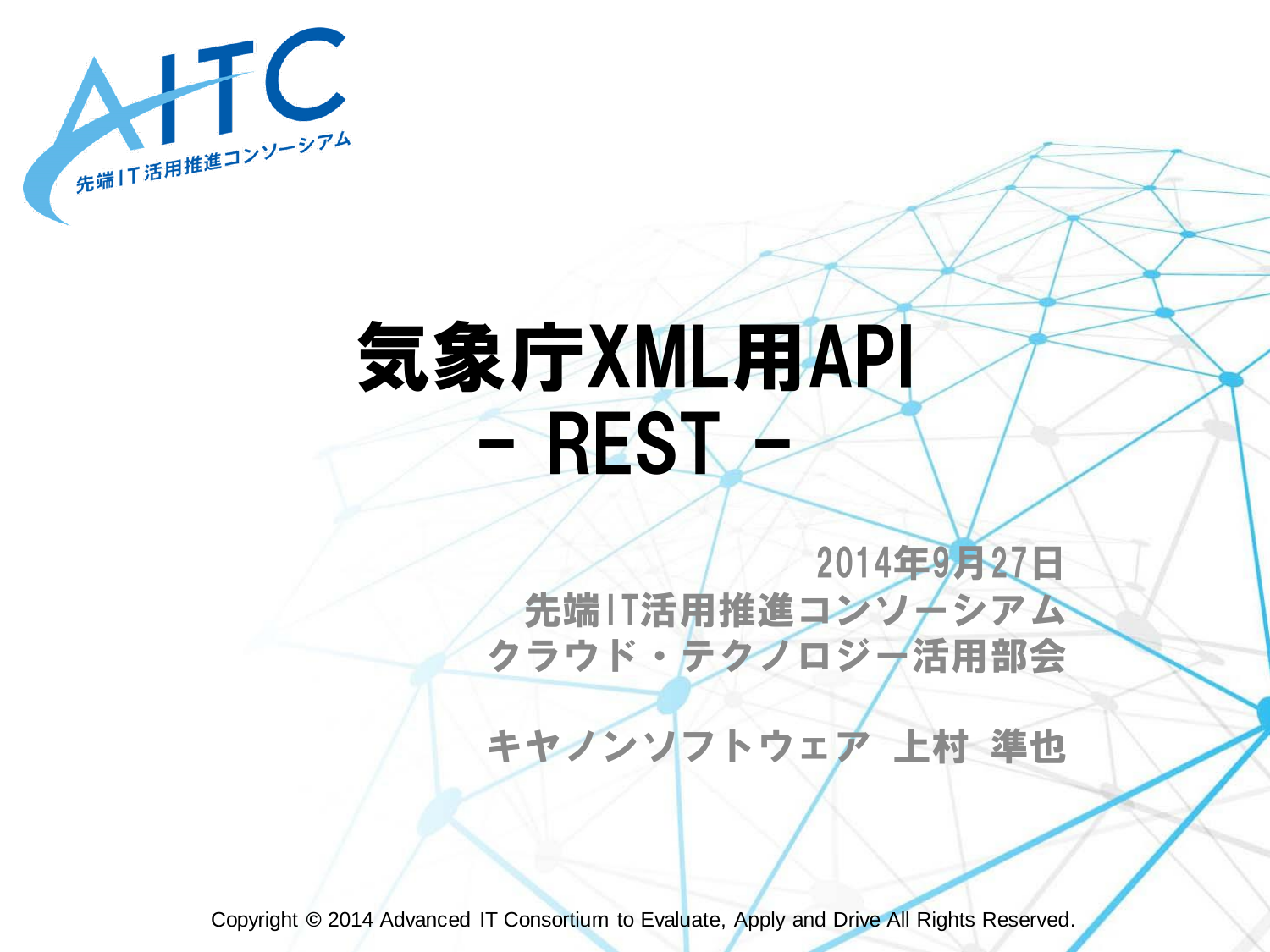# 気象庁XML用API
# - REST -

2014年9月27日
先端IT活用推進コンソーシアム
クラウド・テクノロジー活用部会

キヤノンソフトウェア 上村 準也

Copyright © 2014 Advanced IT Consortium to Evaluate, Apply and Drive All Rights Reserved.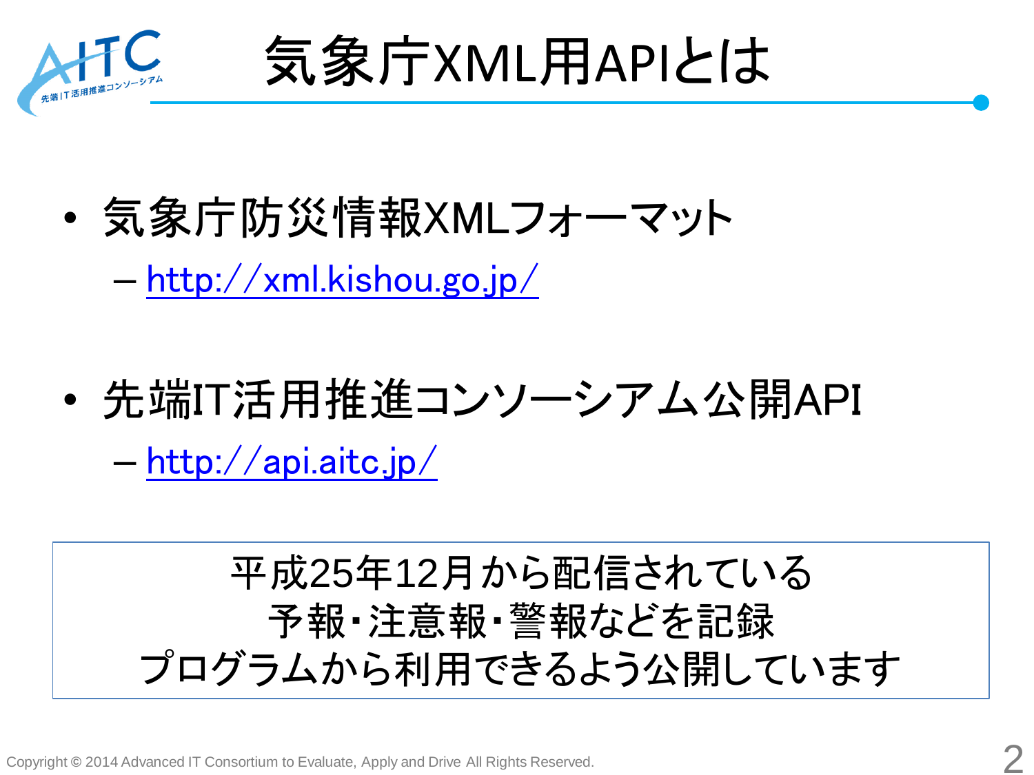# 気象庁XML用APIとは

- 気象庁防災情報XMLフォーマット
  - http://xml.kishou.go.jp/
- 先端IT活用推進コンソーシアム公開API
  - http://api.aitc.jp/

平成25年12月から配信されている
予報・注意報・警報などを記録
プログラムから利用できるよう公開しています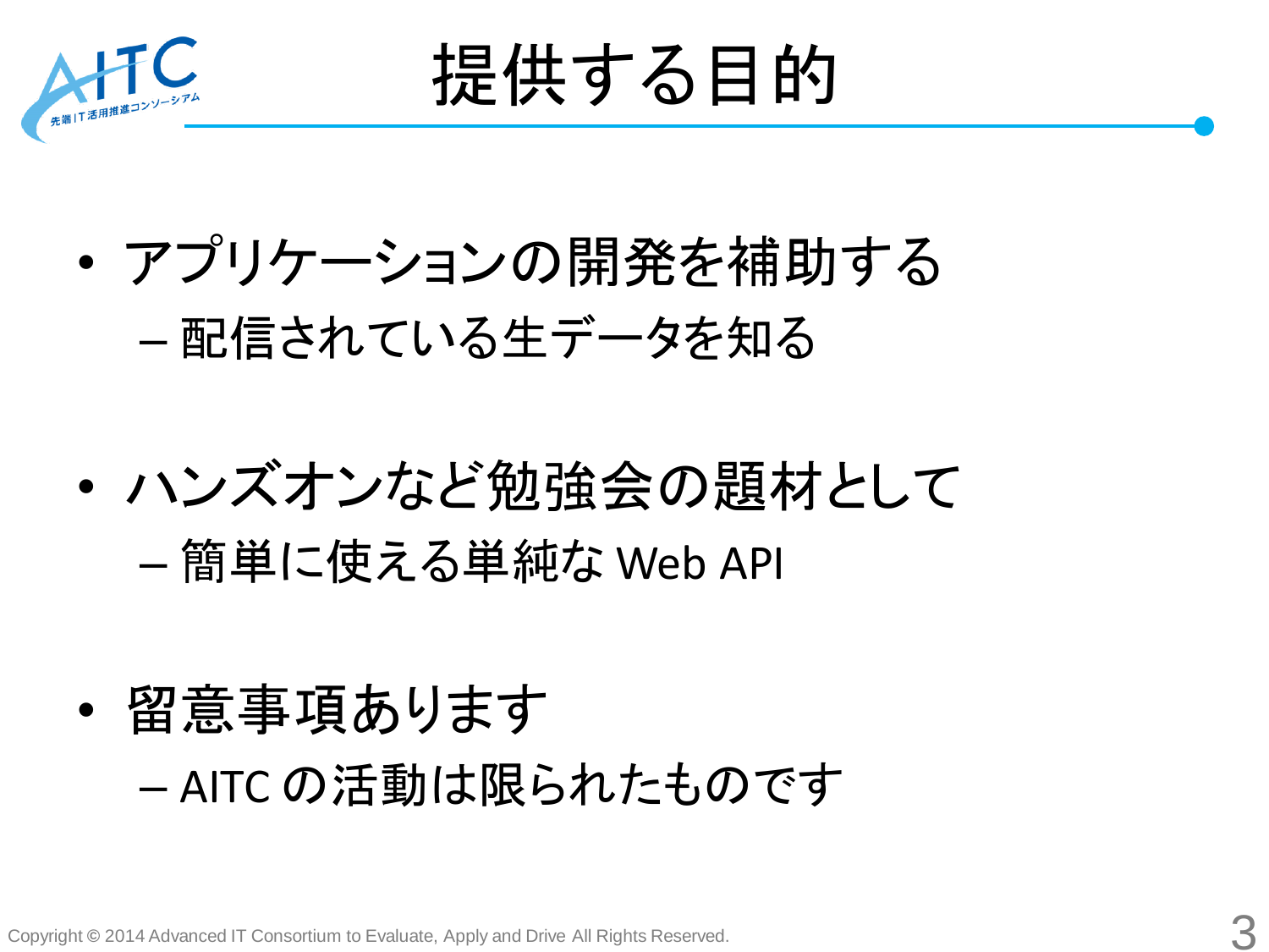# 提供する目的

- アプリケーションの開発を補助する
  - 配信されている生データを知る
- ハンズオンなど勉強会の題材として
  - 簡単に使える単純な Web API
- 留意事項あります
  - AITC の活動は限られたものです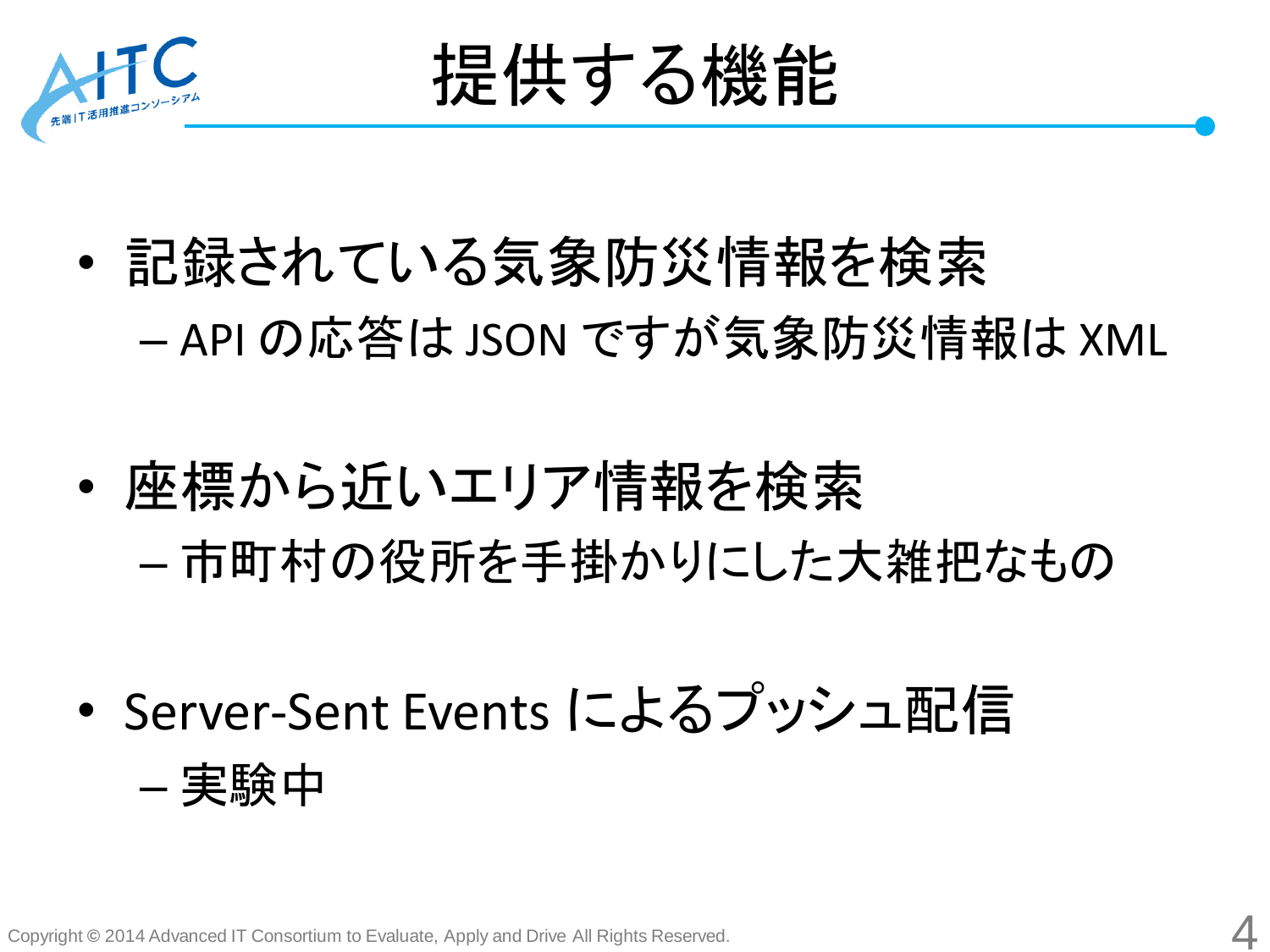# 提供する機能

- 記録されている気象防災情報を検索
  - API の応答は JSON ですが気象防災情報は XML
- 座標から近いエリア情報を検索
  - 市町村の役所を手掛かりにした大雑把なもの
- Server-Sent Events によるプッシュ配信
  - 実験中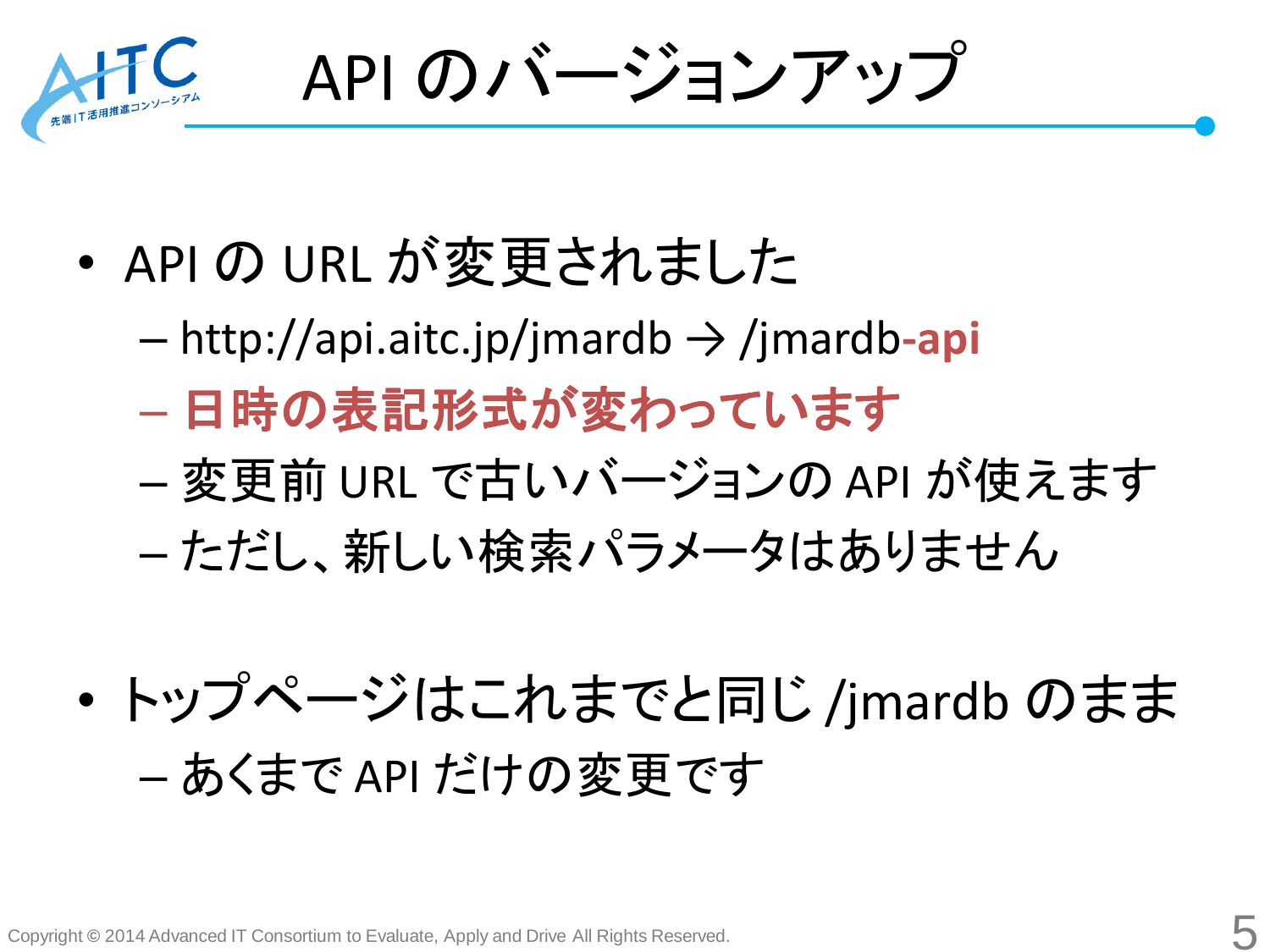# API のバージョンアップ

- API の URL が変更されました
  - http://api.aitc.jp/jmardb → /jmardb-**api**
  - **日時の表記形式が変わっています**
  - 変更前 URL で古いバージョンの API が使えます
  - ただし、新しい検索パラメータはありません

- トップページはこれまでと同じ /jmardb のまま
  - あくまで API だけの変更です

Copyright © 2014 Advanced IT Consortium to Evaluate, Apply and Drive All Rights Reserved.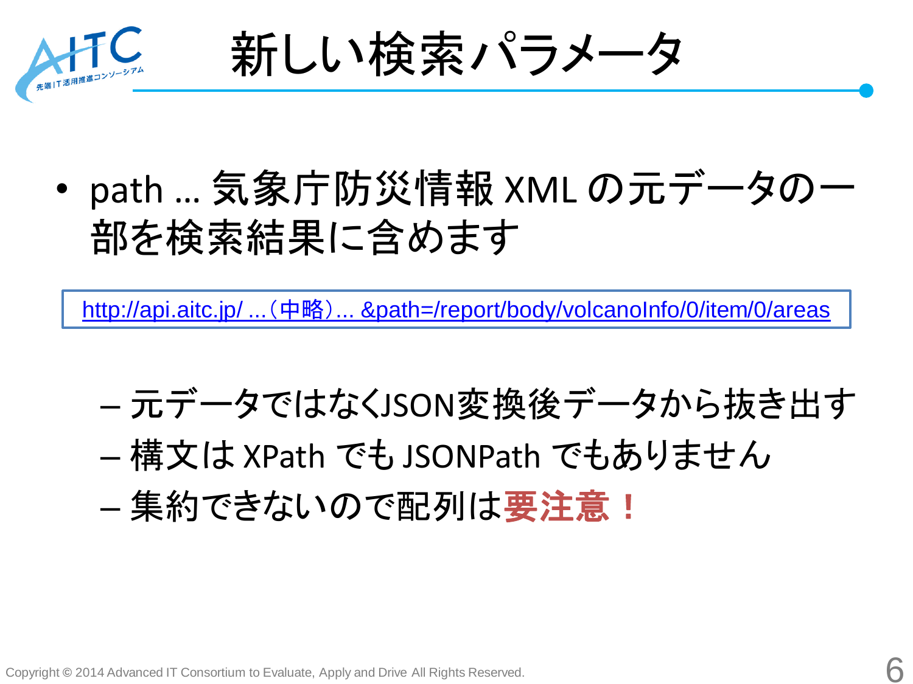# 新しい検索パラメータ

- path … 気象庁防災情報 XML の元データの一部を検索結果に含めます

http://api.aitc.jp/ …（中略）… &path=/report/body/volcanoInfo/0/item/0/areas

  - 元データではなくJSON変換後データから抜き出す
  - 構文は XPath でも JSONPath でもありません
  - 集約できないので配列は**要注意！**

Copyright © 2014 Advanced IT Consortium to Evaluate, Apply and Drive All Rights Reserved.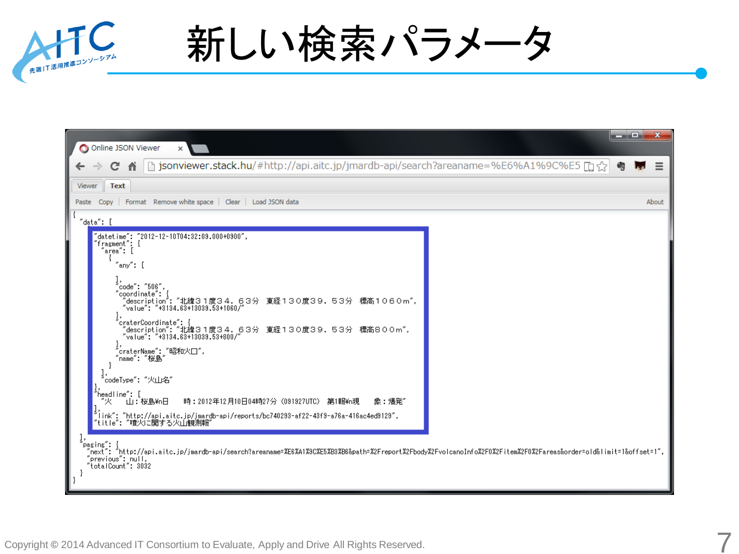# 新しい検索パラメータ

jsonviewer.stack.hu/#http://api.aitc.jp/jmardb-api/search?areaname=%E6%A1%9C%E5

```
{
 "data": [
  {
   "datetime": "2012-12-10T04:32:09.000+0900",
   "fragment": {
    "area": [
     {
      "any": [

      ],
      "code": "506",
      "coordinate": {
       "description": "北緯３１度３４．６３分　東経１３０度３９．５３分　標高１０６０ｍ",
       "value": "+3134.63+13039.53+1060/"
      },
      "craterCoordinate": {
       "description": "北緯３１度３４．６３分　東経１３０度３９．５３分　標高８００ｍ",
       "value": "+3134.63+13039.53+800/"
      },
      "craterName": "昭和火口",
      "name": "桜島"
     }
    ],
    "codeType": "火山名"
   },
   "headline": [
    "火　　山：桜島¥n日　　時：2012年12月10日04時27分（091927UTC）　第1報¥n現　　象：爆発"
   ],
   "link": "http://api.aitc.jp/jmardb-api/reports/bc740293-af22-43f9-a76a-416ac4ed9129",
   "title": "噴火に関する火山観測報"
  }
 ],
 "paging": {
  "next": "http://api.aitc.jp/jmardb-api/search?areaname=%E6%A1%9C%E5%B3%B6&path=%2Freport%2Fbody%2FvolcanoInfo%2F0%2Fitem%2F0%2Fareas&order=old&limit=1&offset=1",
  "previous": null,
  "totalCount": 3032
 }
}
```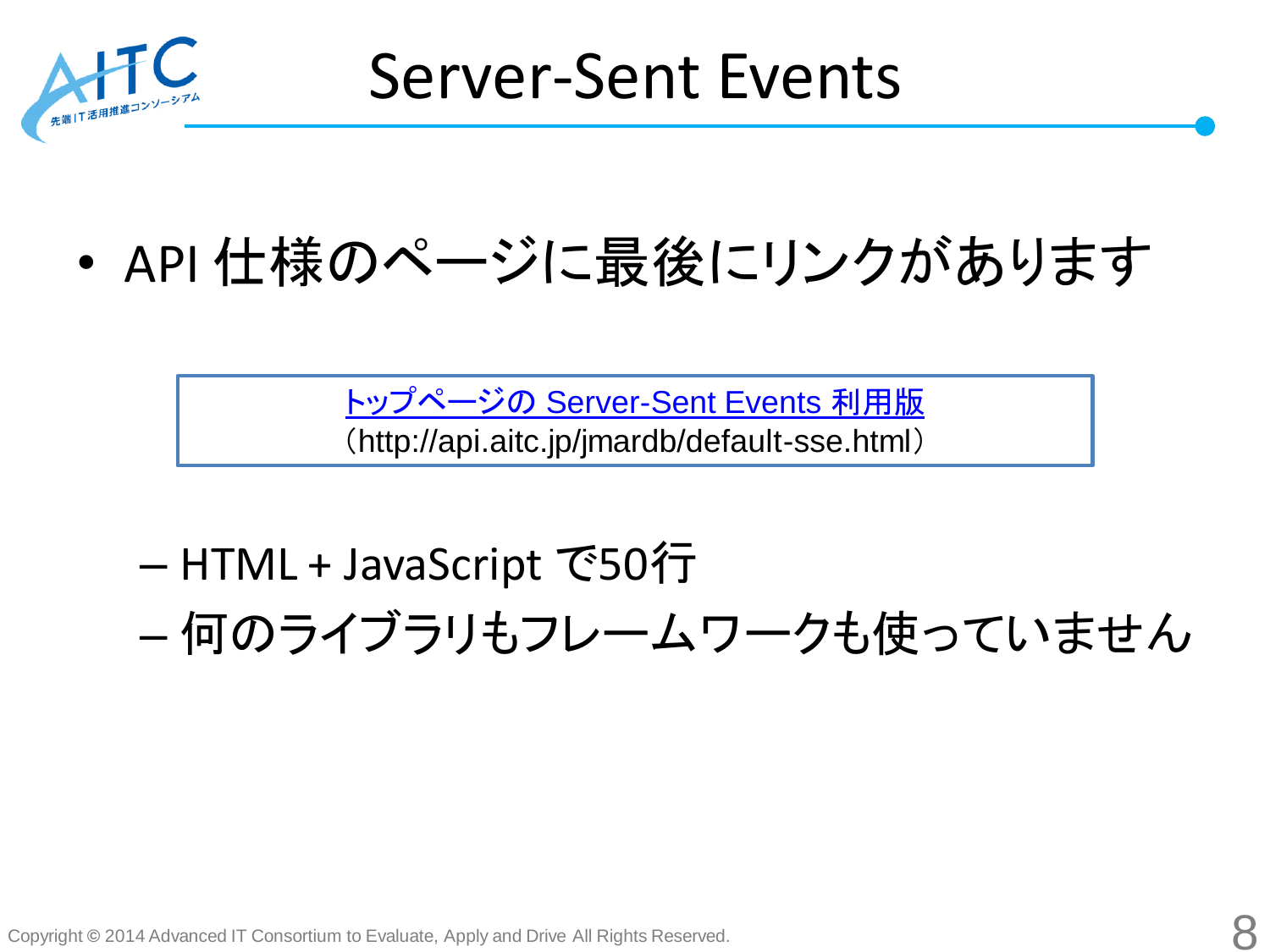# Server-Sent Events

- API 仕様のページに最後にリンクがあります

> [トップページの Server-Sent Events 利用版](http://api.aitc.jp/jmardb/default-sse.html)
> （http://api.aitc.jp/jmardb/default-sse.html）

  - HTML + JavaScript で50行
  - 何のライブラリもフレームワークも使っていません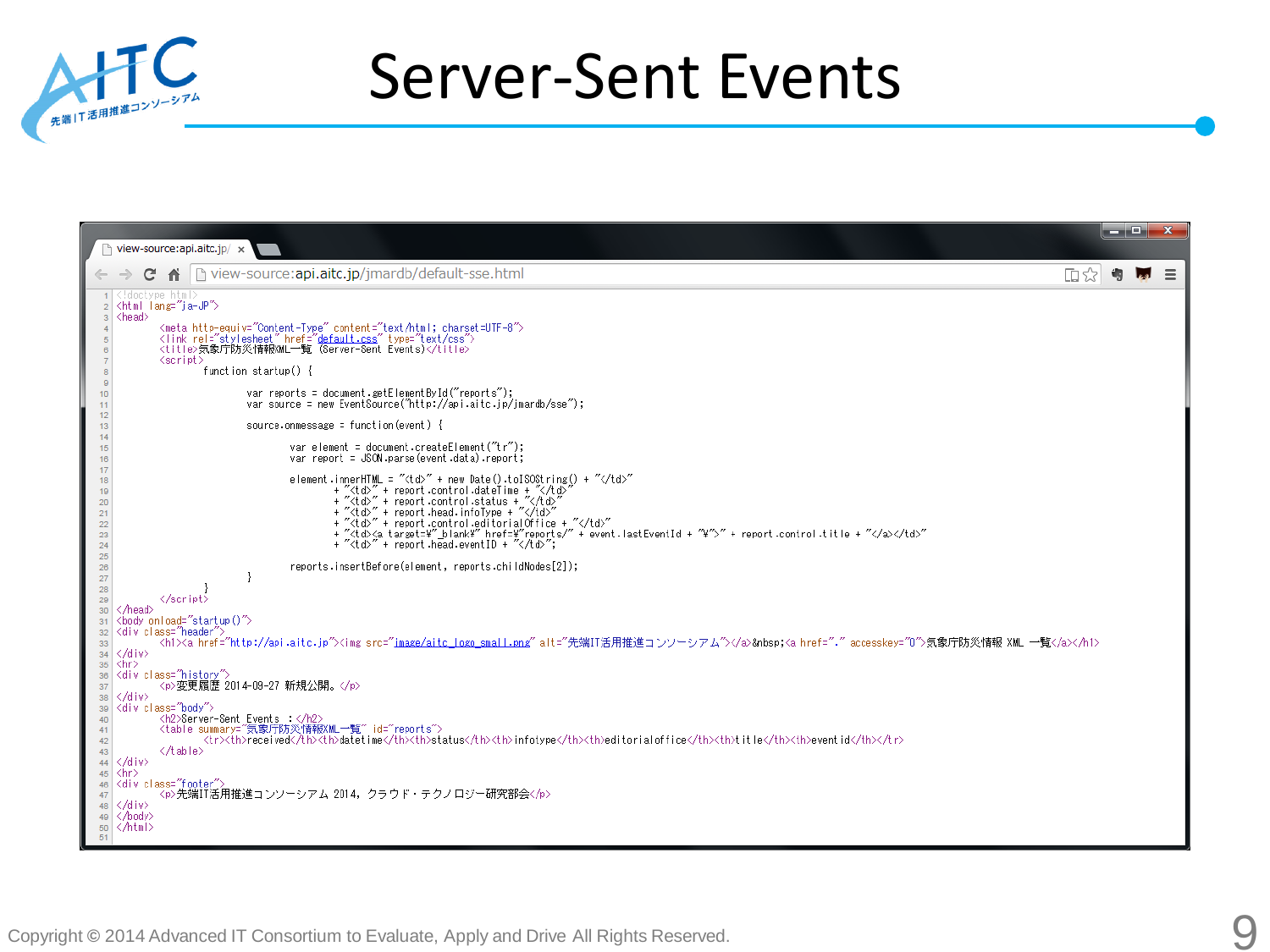# Server-Sent Events

view-source:api.aitc.jp/jmardb/default-sse.html

```html
<!doctype html>
<html lang="ja-JP">
<head>
	<meta http-equiv="Content-Type" content="text/html; charset=UTF-8">
	<link rel="stylesheet" href="default.css" type="text/css">
	<title>気象庁防災情報XML一覧 (Server-Sent Events)</title>
	<script>
		function startup() {

			var reports = document.getElementById("reports");
			var source = new EventSource("http://api.aitc.jp/jmardb/sse");

			source.onmessage = function(event) {

				var element = document.createElement("tr");
				var report = JSON.parse(event.data).report;

				element.innerHTML = "<td>" + new Date().toISOString() + "</td>"
					+ "<td>" + report.control.dateTime + "</td>"
					+ "<td>" + report.control.status + "</td>"
					+ "<td>" + report.head.infoType + "</td>"
					+ "<td>" + report.control.editorialOffice + "</td>"
					+ "<td><a target=¥"_blank¥" href=¥"reports/" + event.lastEventId + "¥">" + report.control.title + "</a></td>"
					+ "<td>" + report.head.eventID + "</td>";

				reports.insertBefore(element, reports.childNodes[2]);
			}

		}
	</script>
</head>
<body onload="startup()">
<div class="header">
	<h1><a href="http://api.aitc.jp"><img src="image/aitc_logo_small.png" alt="先端IT活用推進コンソーシアム"></a>&nbsp;<a href="." accesskey="0">気象庁防災情報 XML 一覧</a></h1>
</div>
<hr>
<div class="history">
	<p>変更履歴 2014-09-27 新規公開。</p>
</div>
<div class="body">
	<h2>Server-Sent Events :</h2>
	<table summary="気象庁防災情報XML一覧" id="reports">
		<tr><th>received</th><th>datetime</th><th>status</th><th>infotype</th><th>editorialoffice</th><th>title</th><th>eventid</th></tr>
	</table>
</div>
<hr>
<div class="footer">
	<p>先端IT活用推進コンソーシアム 2014, クラウド・テクノロジー研究部会</p>
</div>
</body>
</html>
```

Copyright © 2014 Advanced IT Consortium to Evaluate, Apply and Drive All Rights Reserved.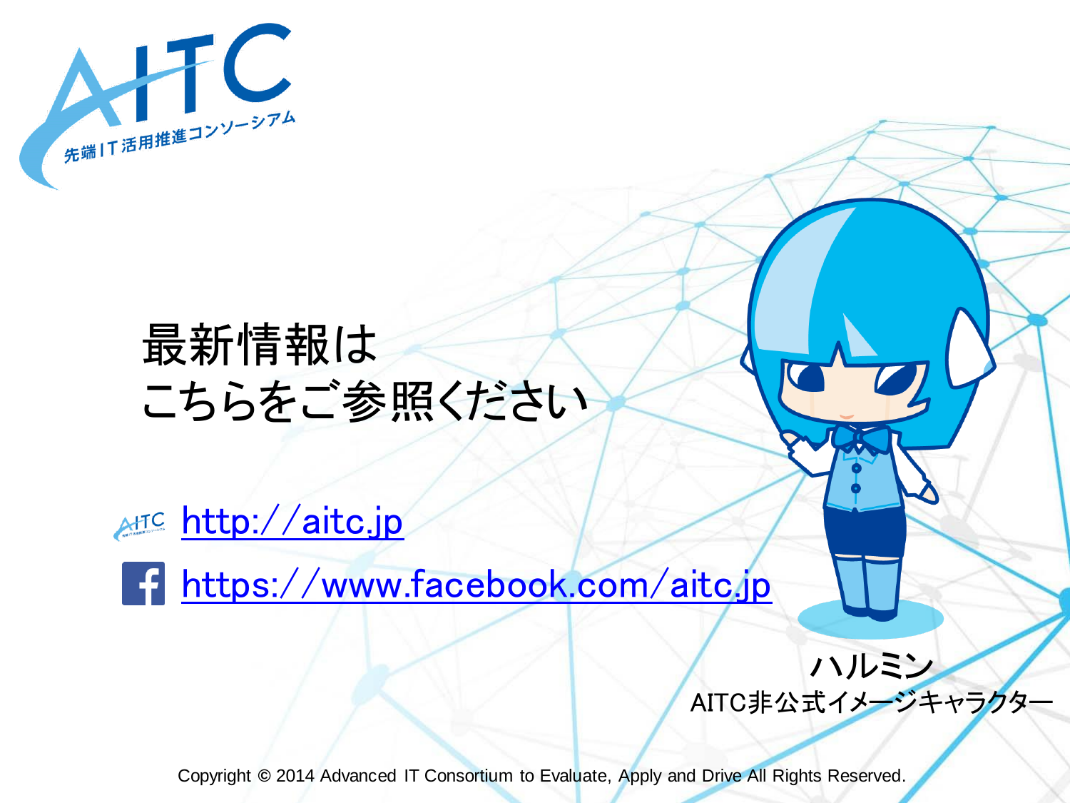最新情報は
こちらをご参照ください

http://aitc.jp

https://www.facebook.com/aitc.jp

ハルミン
AITC非公式イメージキャラクター

Copyright © 2014 Advanced IT Consortium to Evaluate, Apply and Drive All Rights Reserved.